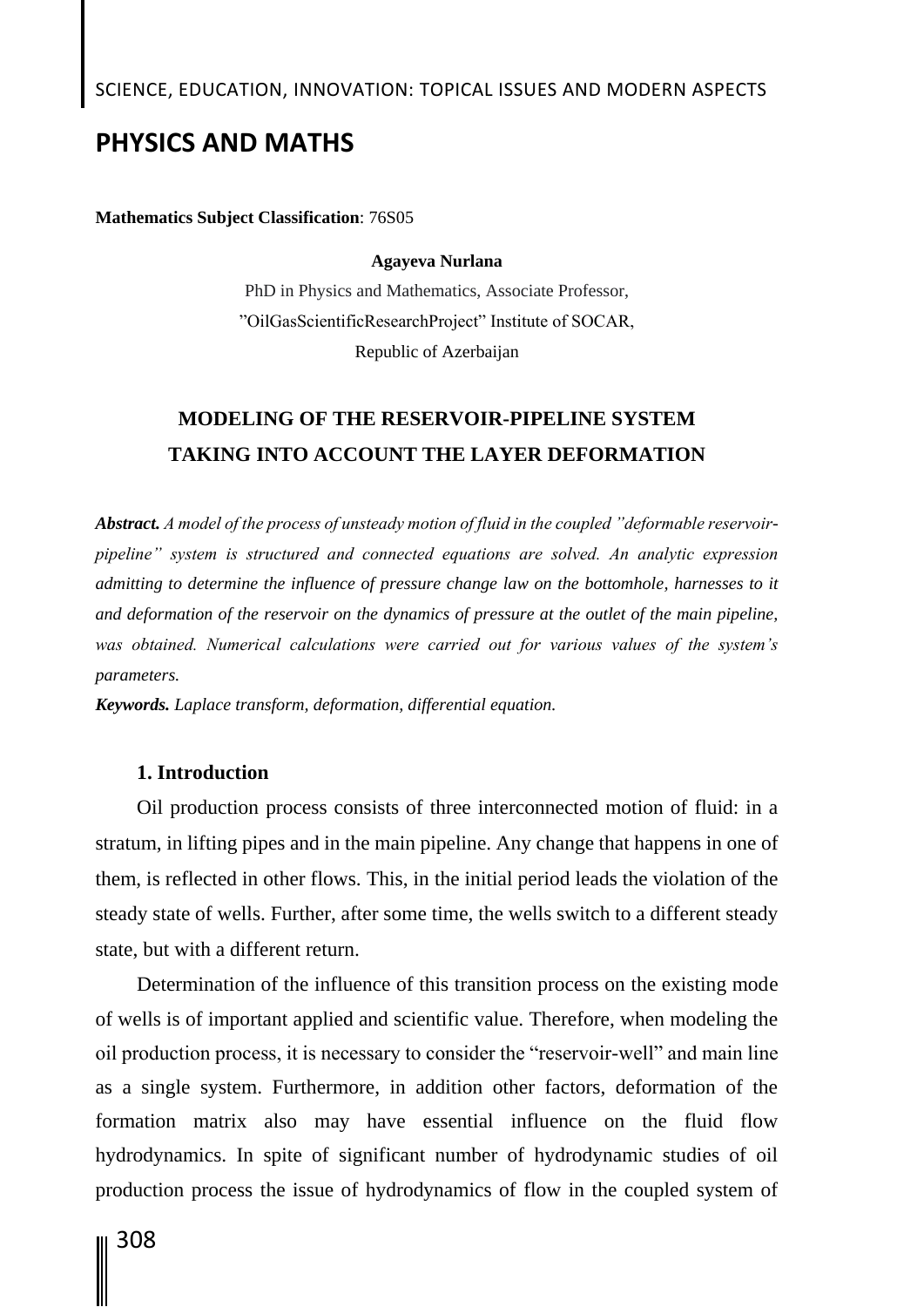# PHYSICS AND MATHS

**Mathematics Subject Classification**: 76S05

**Agayeva Nurlana**

PhD in Physics and Mathematics, Associate Professor,
”OilGasScientificResearchProject” Institute of SOCAR,
Republic of Azerbaijan

## MODELING OF THE RESERVOIR-PIPELINE SYSTEM TAKING INTO ACCOUNT THE LAYER DEFORMATION

***Abstract.*** *A model of the process of unsteady motion of fluid in the coupled ”deformable reservoir-pipeline” system is structured and connected equations are solved. An analytic expression admitting to determine the influence of pressure change law on the bottomhole, harnesses to it and deformation of the reservoir on the dynamics of pressure at the outlet of the main pipeline, was obtained. Numerical calculations were carried out for various values of the system's parameters.*

***Keywords.*** *Laplace transform, deformation, differential equation.*

### 1. Introduction

Oil production process consists of three interconnected motion of fluid: in a stratum, in lifting pipes and in the main pipeline. Any change that happens in one of them, is reflected in other flows. This, in the initial period leads the violation of the steady state of wells. Further, after some time, the wells switch to a different steady state, but with a different return.

Determination of the influence of this transition process on the existing mode of wells is of important applied and scientific value. Therefore, when modeling the oil production process, it is necessary to consider the “reservoir-well” and main line as a single system. Furthermore, in addition other factors, deformation of the formation matrix also may have essential influence on the fluid flow hydrodynamics. In spite of significant number of hydrodynamic studies of oil production process the issue of hydrodynamics of flow in the coupled system of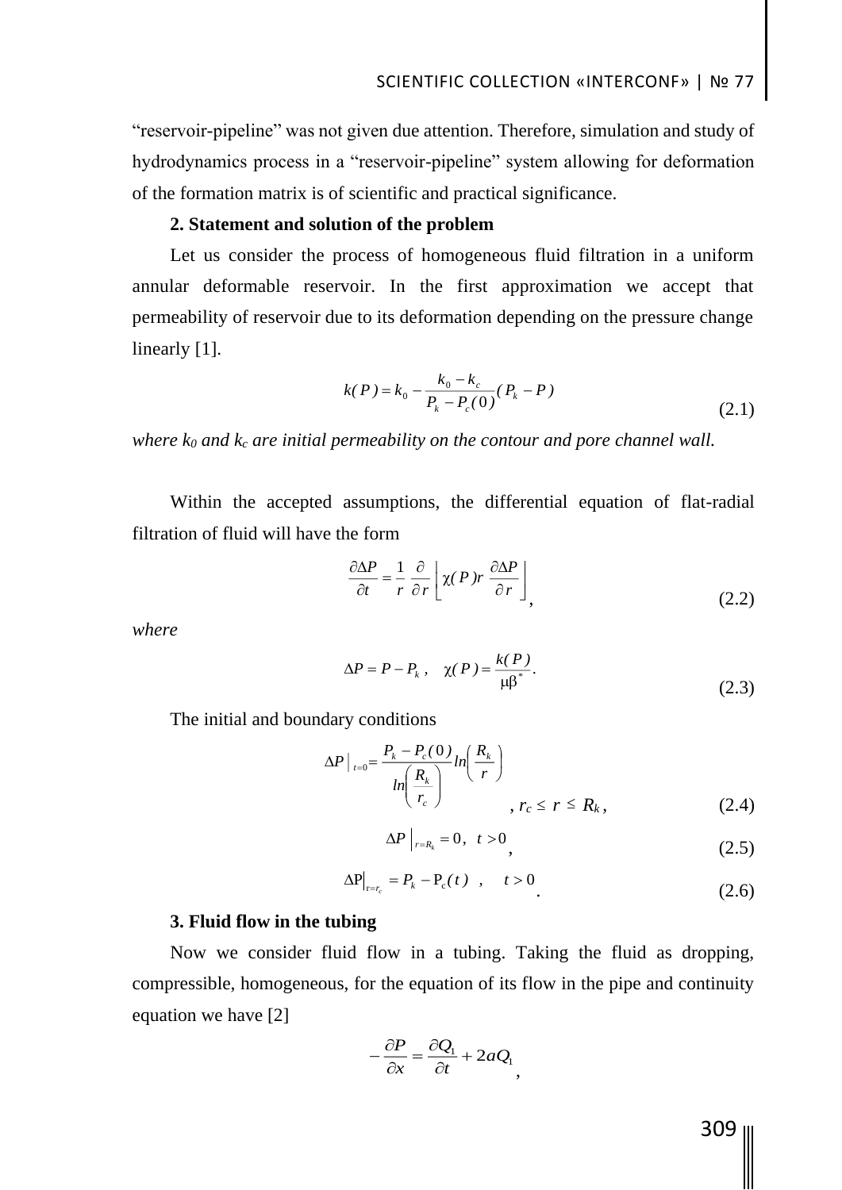"reservoir-pipeline" was not given due attention. Therefore, simulation and study of hydrodynamics process in a "reservoir-pipeline" system allowing for deformation of the formation matrix is of scientific and practical significance.

**2. Statement and solution of the problem**

Let us consider the process of homogeneous fluid filtration in a uniform annular deformable reservoir. In the first approximation we accept that permeability of reservoir due to its deformation depending on the pressure change linearly [1].

$$k(P) = k_0 - \frac{k_0 - k_c}{P_k - P_c(0)}(P_k - P) \tag{2.1}$$

*where $k_0$ and $k_c$ are initial permeability on the contour and pore channel wall.*

Within the accepted assumptions, the differential equation of flat-radial filtration of fluid will have the form

$$\frac{\partial \Delta P}{\partial t} = \frac{1}{r}\frac{\partial}{\partial r}\left[\chi(P) r \frac{\partial \Delta P}{\partial r}\right], \tag{2.2}$$

*where*

$$\Delta P = P - P_k, \quad \chi(P) = \frac{k(P)}{\mu\beta^*}. \tag{2.3}$$

The initial and boundary conditions

$$\Delta P\big|_{t=0} = \frac{P_k - P_c(0)}{ln\left(\frac{R_k}{r_c}\right)} ln\left(\frac{R_k}{r}\right), \quad r_c \le r \le R_k, \tag{2.4}$$

$$\Delta P\big|_{r=R_k} = 0, \quad t > 0, \tag{2.5}$$

$$\Delta P\big|_{r=r_c} = P_k - P_c(t), \quad t > 0. \tag{2.6}$$

**3. Fluid flow in the tubing**

Now we consider fluid flow in a tubing. Taking the fluid as dropping, compressible, homogeneous, for the equation of its flow in the pipe and continuity equation we have [2]

$$-\frac{\partial P}{\partial x} = \frac{\partial Q_1}{\partial t} + 2aQ_1,$$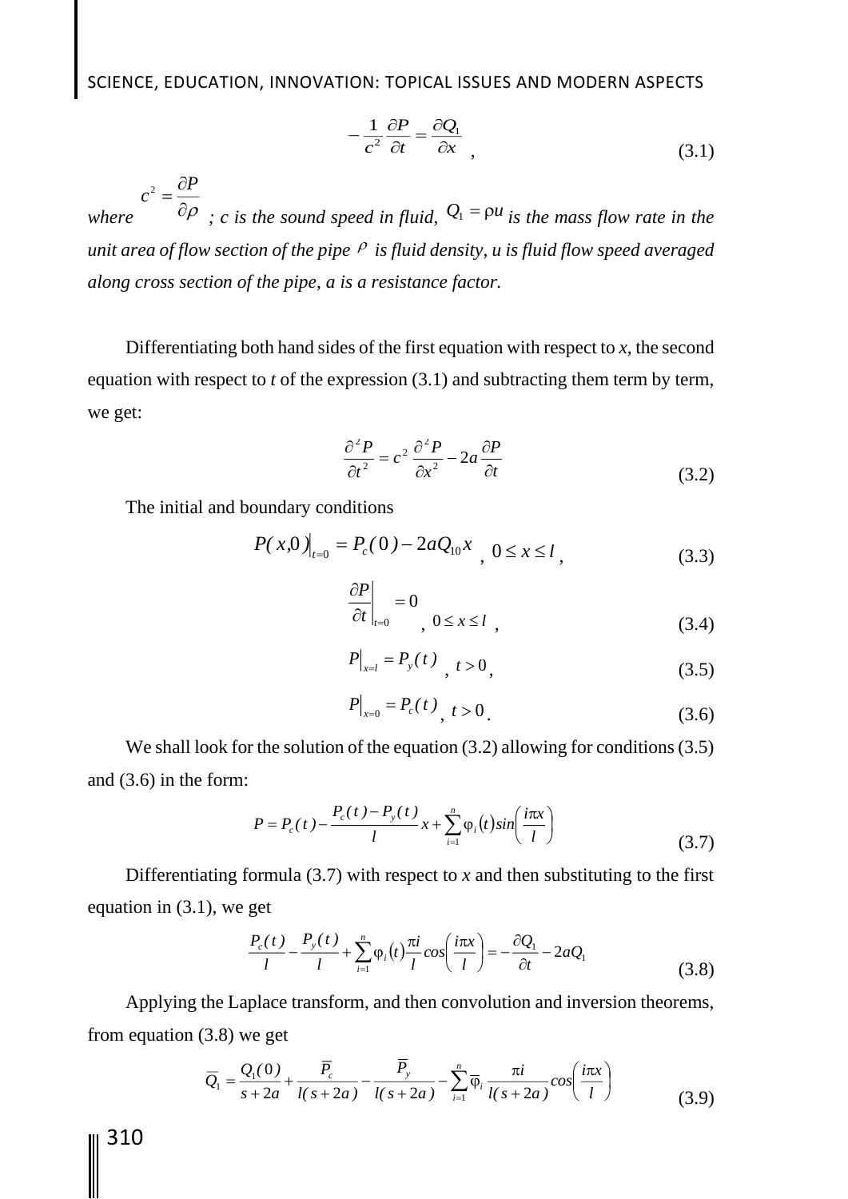$$-\frac{1}{c^2}\frac{\partial P}{\partial t} = \frac{\partial Q_1}{\partial x}\ , \tag{3.1}$$

*where* $c^2 = \dfrac{\partial P}{\partial \rho}$ *; c is the sound speed in fluid,* $Q_1 = \rho u$ *is the mass flow rate in the unit area of flow section of the pipe* $\rho$ *is fluid density, u is fluid flow speed averaged along cross section of the pipe, a is a resistance factor.*

Differentiating both hand sides of the first equation with respect to *x*, the second equation with respect to *t* of the expression (3.1) and subtracting them term by term, we get:

$$\frac{\partial^2 P}{\partial t^2} = c^2\frac{\partial^2 P}{\partial x^2} - 2a\frac{\partial P}{\partial t} \tag{3.2}$$

The initial and boundary conditions

$$P(x,0)\big|_{t=0} = P_c(0) - 2aQ_{10}x\ ,\ 0 \le x \le l\ , \tag{3.3}$$

$$\left.\frac{\partial P}{\partial t}\right|_{t=0} = 0\ ,\ 0 \le x \le l\ , \tag{3.4}$$

$$P\big|_{x=l} = P_y(t)\ ,\ t > 0\ , \tag{3.5}$$

$$P\big|_{x=0} = P_c(t)\ ,\ t > 0\ . \tag{3.6}$$

We shall look for the solution of the equation (3.2) allowing for conditions (3.5) and (3.6) in the form:

$$P = P_c(t) - \frac{P_c(t) - P_y(t)}{l}x + \sum_{i=1}^{n}\varphi_i(t)sin\left(\frac{i\pi x}{l}\right) \tag{3.7}$$

Differentiating formula (3.7) with respect to *x* and then substituting to the first equation in (3.1), we get

$$\frac{P_c(t)}{l} - \frac{P_y(t)}{l} + \sum_{i=1}^{n}\varphi_i(t)\frac{\pi i}{l}cos\left(\frac{i\pi x}{l}\right) = -\frac{\partial Q_1}{\partial t} - 2aQ_1 \tag{3.8}$$

Applying the Laplace transform, and then convolution and inversion theorems, from equation (3.8) we get

$$\overline{Q}_1 = \frac{Q_1(0)}{s+2a} + \frac{\overline{P}_c}{l(s+2a)} - \frac{\overline{P}_y}{l(s+2a)} - \sum_{i=1}^{n}\overline{\varphi}_i\frac{\pi i}{l(s+2a)}cos\left(\frac{i\pi x}{l}\right) \tag{3.9}$$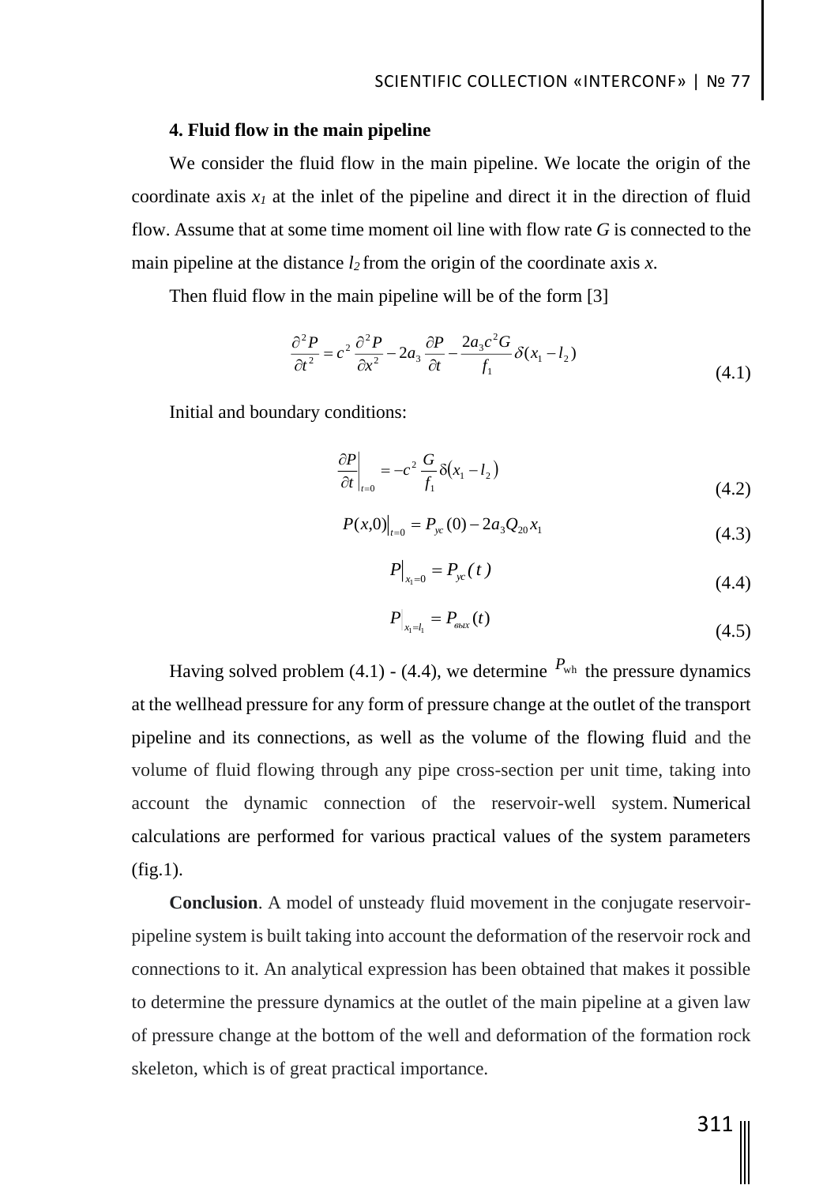### 4. Fluid flow in the main pipeline

We consider the fluid flow in the main pipeline. We locate the origin of the coordinate axis $x_1$ at the inlet of the pipeline and direct it in the direction of fluid flow. Assume that at some time moment oil line with flow rate $G$ is connected to the main pipeline at the distance $l_2$ from the origin of the coordinate axis $x$.

Then fluid flow in the main pipeline will be of the form [3]

$$\frac{\partial^2 P}{\partial t^2} = c^2 \frac{\partial^2 P}{\partial x^2} - 2a_3 \frac{\partial P}{\partial t} - \frac{2a_3 c^2 G}{f_1} \delta(x_1 - l_2) \tag{4.1}$$

Initial and boundary conditions:

$$\left.\frac{\partial P}{\partial t}\right|_{t=0} = -c^2 \frac{G}{f_1} \delta(x_1 - l_2) \tag{4.2}$$

$$P(x,0)\big|_{t=0} = P_{ус}(0) - 2a_3 Q_{20} x_1 \tag{4.3}$$

$$P\big|_{x_1=0} = P_{ус}(t) \tag{4.4}$$

$$P\big|_{x_1=l_1} = P_{вых}(t) \tag{4.5}$$

Having solved problem (4.1) - (4.4), we determine $P_{wh}$ the pressure dynamics at the wellhead pressure for any form of pressure change at the outlet of the transport pipeline and its connections, as well as the volume of the flowing fluid and the volume of fluid flowing through any pipe cross-section per unit time, taking into account the dynamic connection of the reservoir-well system. Numerical calculations are performed for various practical values of the system parameters (fig.1).

**Conclusion**. A model of unsteady fluid movement in the conjugate reservoir-pipeline system is built taking into account the deformation of the reservoir rock and connections to it. An analytical expression has been obtained that makes it possible to determine the pressure dynamics at the outlet of the main pipeline at a given law of pressure change at the bottom of the well and deformation of the formation rock skeleton, which is of great practical importance.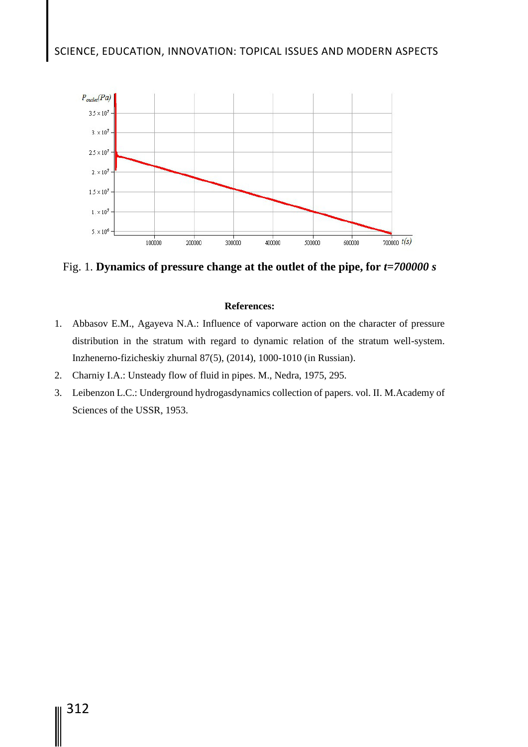$P_{outlet}(Pa)$

$3.5 \times 10^7$

$3. \times 10^7$

$2.5 \times 10^7$

$2. \times 10^7$

$1.5 \times 10^7$

$1. \times 10^7$

$5. \times 10^6$

100000 200000 300000 400000 500000 600000 700000 $t(s)$

Fig. 1. **Dynamics of pressure change at the outlet of the pipe, for *t=700000 s***

**References:**

1. Abbasov E.M., Agayeva N.A.: Influence of vaporware action on the character of pressure distribution in the stratum with regard to dynamic relation of the stratum well-system. Inzhenerno-fizicheskiy zhurnal 87(5), (2014), 1000-1010 (in Russian).
2. Charniy I.A.: Unsteady flow of fluid in pipes. M., Nedra, 1975, 295.
3. Leibenzon L.C.: Underground hydrogasdynamics collection of papers. vol. II. M.Academy of Sciences of the USSR, 1953.